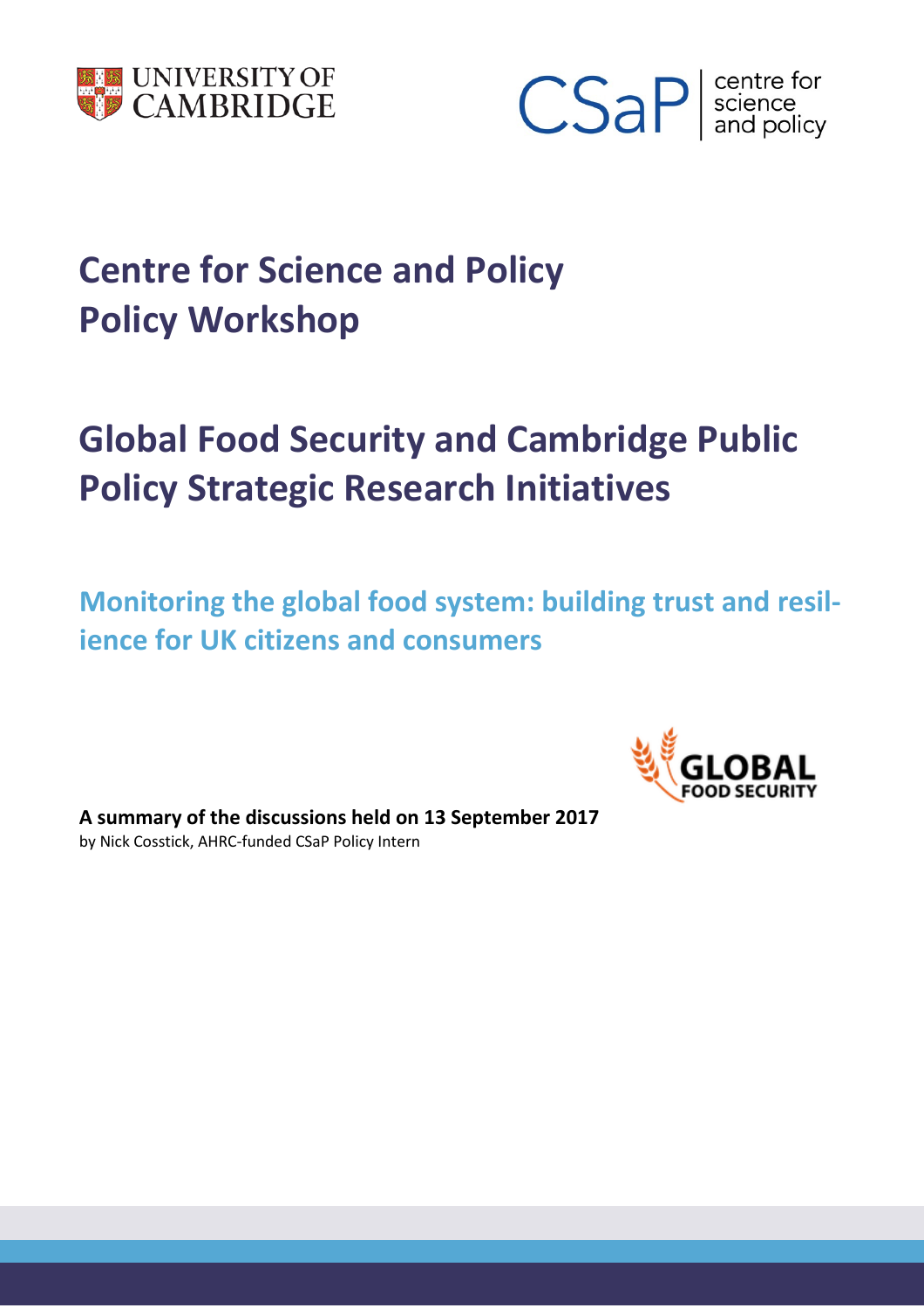# Centre for Science and Policy
# Policy Workshop

## Global Food Security and Cambridge Public Policy Strategic Research Initiatives

### Monitoring the global food system: building trust and resilience for UK citizens and consumers

**A summary of the discussions held on 13 September 2017**
by Nick Cosstick, AHRC-funded CSaP Policy Intern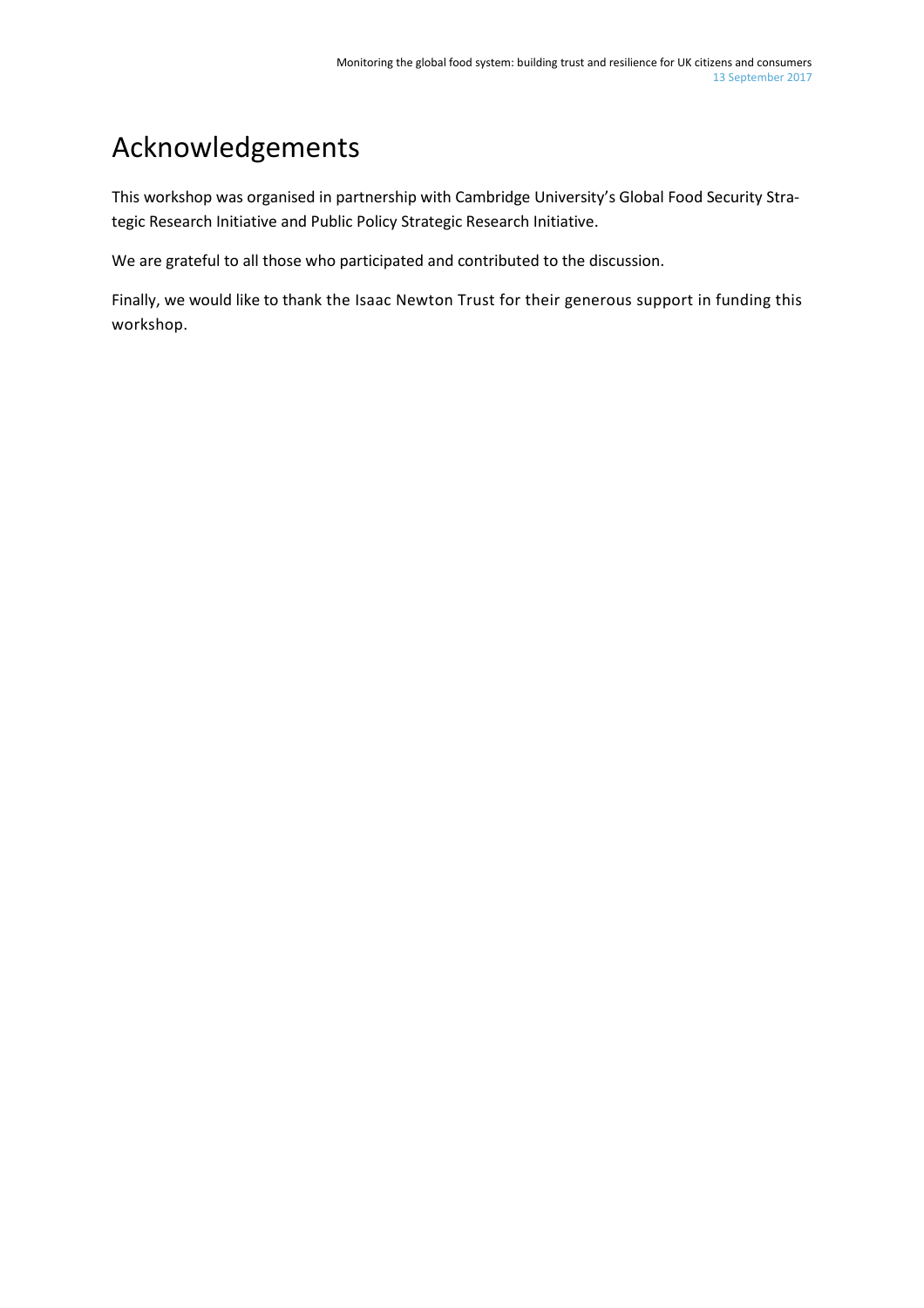# Acknowledgements

This workshop was organised in partnership with Cambridge University's Global Food Security Strategic Research Initiative and Public Policy Strategic Research Initiative.

We are grateful to all those who participated and contributed to the discussion.

Finally, we would like to thank the Isaac Newton Trust for their generous support in funding this workshop.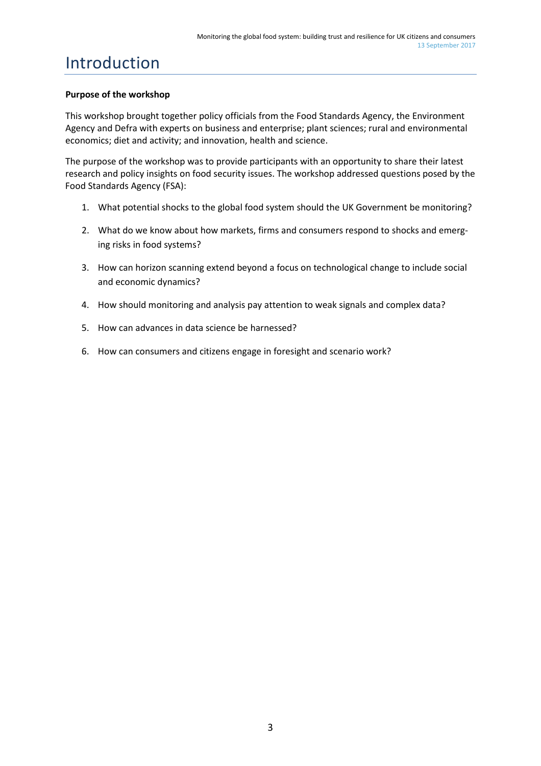# Introduction

**Purpose of the workshop**

This workshop brought together policy officials from the Food Standards Agency, the Environment Agency and Defra with experts on business and enterprise; plant sciences; rural and environmental economics; diet and activity; and innovation, health and science.

The purpose of the workshop was to provide participants with an opportunity to share their latest research and policy insights on food security issues. The workshop addressed questions posed by the Food Standards Agency (FSA):

1. What potential shocks to the global food system should the UK Government be monitoring?
2. What do we know about how markets, firms and consumers respond to shocks and emerging risks in food systems?
3. How can horizon scanning extend beyond a focus on technological change to include social and economic dynamics?
4. How should monitoring and analysis pay attention to weak signals and complex data?
5. How can advances in data science be harnessed?
6. How can consumers and citizens engage in foresight and scenario work?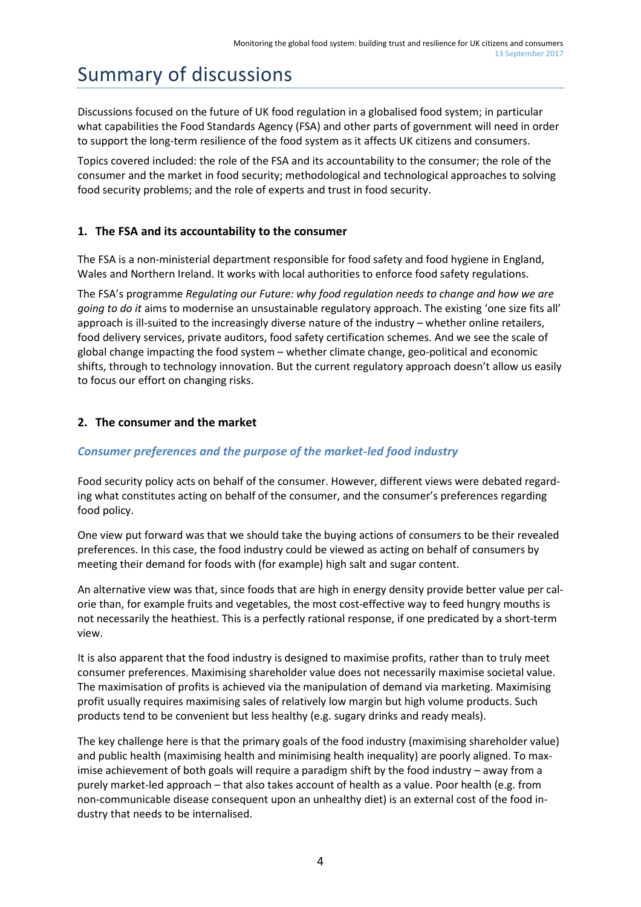# Summary of discussions

Discussions focused on the future of UK food regulation in a globalised food system; in particular what capabilities the Food Standards Agency (FSA) and other parts of government will need in order to support the long-term resilience of the food system as it affects UK citizens and consumers.

Topics covered included: the role of the FSA and its accountability to the consumer; the role of the consumer and the market in food security; methodological and technological approaches to solving food security problems; and the role of experts and trust in food security.

## 1. The FSA and its accountability to the consumer

The FSA is a non-ministerial department responsible for food safety and food hygiene in England, Wales and Northern Ireland. It works with local authorities to enforce food safety regulations.

The FSA's programme *Regulating our Future: why food regulation needs to change and how we are going to do it* aims to modernise an unsustainable regulatory approach. The existing 'one size fits all' approach is ill-suited to the increasingly diverse nature of the industry – whether online retailers, food delivery services, private auditors, food safety certification schemes. And we see the scale of global change impacting the food system – whether climate change, geo-political and economic shifts, through to technology innovation. But the current regulatory approach doesn't allow us easily to focus our effort on changing risks.

## 2. The consumer and the market

### *Consumer preferences and the purpose of the market-led food industry*

Food security policy acts on behalf of the consumer. However, different views were debated regarding what constitutes acting on behalf of the consumer, and the consumer's preferences regarding food policy.

One view put forward was that we should take the buying actions of consumers to be their revealed preferences. In this case, the food industry could be viewed as acting on behalf of consumers by meeting their demand for foods with (for example) high salt and sugar content.

An alternative view was that, since foods that are high in energy density provide better value per calorie than, for example fruits and vegetables, the most cost-effective way to feed hungry mouths is not necessarily the heathiest. This is a perfectly rational response, if one predicated by a short-term view.

It is also apparent that the food industry is designed to maximise profits, rather than to truly meet consumer preferences. Maximising shareholder value does not necessarily maximise societal value. The maximisation of profits is achieved via the manipulation of demand via marketing. Maximising profit usually requires maximising sales of relatively low margin but high volume products. Such products tend to be convenient but less healthy (e.g. sugary drinks and ready meals).

The key challenge here is that the primary goals of the food industry (maximising shareholder value) and public health (maximising health and minimising health inequality) are poorly aligned. To maximise achievement of both goals will require a paradigm shift by the food industry – away from a purely market-led approach – that also takes account of health as a value. Poor health (e.g. from non-communicable disease consequent upon an unhealthy diet) is an external cost of the food industry that needs to be internalised.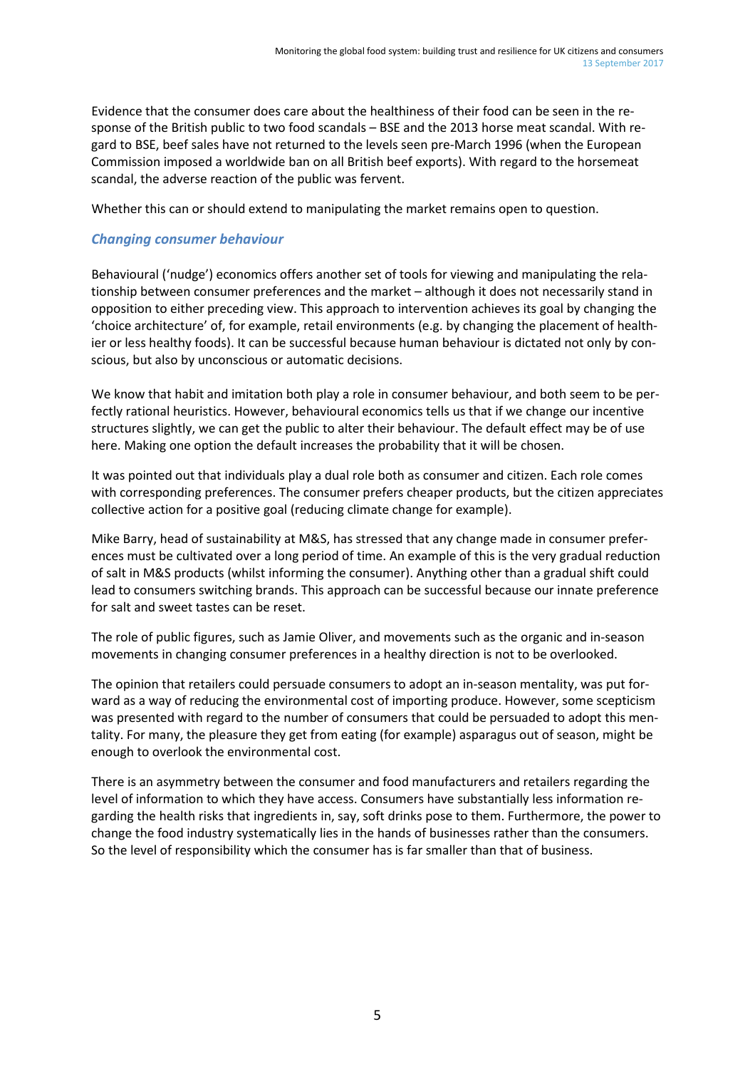Evidence that the consumer does care about the healthiness of their food can be seen in the response of the British public to two food scandals – BSE and the 2013 horse meat scandal. With regard to BSE, beef sales have not returned to the levels seen pre-March 1996 (when the European Commission imposed a worldwide ban on all British beef exports). With regard to the horsemeat scandal, the adverse reaction of the public was fervent.

Whether this can or should extend to manipulating the market remains open to question.

### *Changing consumer behaviour*

Behavioural ('nudge') economics offers another set of tools for viewing and manipulating the relationship between consumer preferences and the market – although it does not necessarily stand in opposition to either preceding view. This approach to intervention achieves its goal by changing the 'choice architecture' of, for example, retail environments (e.g. by changing the placement of healthier or less healthy foods). It can be successful because human behaviour is dictated not only by conscious, but also by unconscious or automatic decisions.

We know that habit and imitation both play a role in consumer behaviour, and both seem to be perfectly rational heuristics. However, behavioural economics tells us that if we change our incentive structures slightly, we can get the public to alter their behaviour. The default effect may be of use here. Making one option the default increases the probability that it will be chosen.

It was pointed out that individuals play a dual role both as consumer and citizen. Each role comes with corresponding preferences. The consumer prefers cheaper products, but the citizen appreciates collective action for a positive goal (reducing climate change for example).

Mike Barry, head of sustainability at M&S, has stressed that any change made in consumer preferences must be cultivated over a long period of time. An example of this is the very gradual reduction of salt in M&S products (whilst informing the consumer). Anything other than a gradual shift could lead to consumers switching brands. This approach can be successful because our innate preference for salt and sweet tastes can be reset.

The role of public figures, such as Jamie Oliver, and movements such as the organic and in-season movements in changing consumer preferences in a healthy direction is not to be overlooked.

The opinion that retailers could persuade consumers to adopt an in-season mentality, was put forward as a way of reducing the environmental cost of importing produce. However, some scepticism was presented with regard to the number of consumers that could be persuaded to adopt this mentality. For many, the pleasure they get from eating (for example) asparagus out of season, might be enough to overlook the environmental cost.

There is an asymmetry between the consumer and food manufacturers and retailers regarding the level of information to which they have access. Consumers have substantially less information regarding the health risks that ingredients in, say, soft drinks pose to them. Furthermore, the power to change the food industry systematically lies in the hands of businesses rather than the consumers. So the level of responsibility which the consumer has is far smaller than that of business.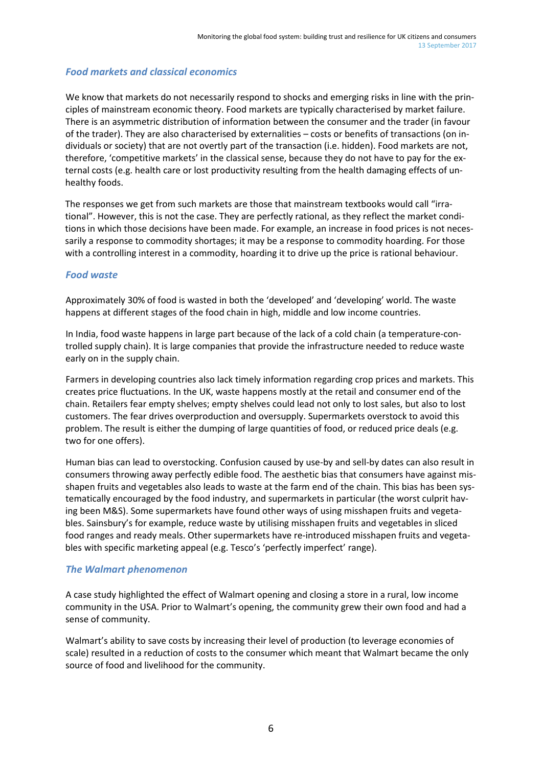### *Food markets and classical economics*

We know that markets do not necessarily respond to shocks and emerging risks in line with the principles of mainstream economic theory. Food markets are typically characterised by market failure. There is an asymmetric distribution of information between the consumer and the trader (in favour of the trader). They are also characterised by externalities – costs or benefits of transactions (on individuals or society) that are not overtly part of the transaction (i.e. hidden). Food markets are not, therefore, 'competitive markets' in the classical sense, because they do not have to pay for the external costs (e.g. health care or lost productivity resulting from the health damaging effects of unhealthy foods.

The responses we get from such markets are those that mainstream textbooks would call "irrational". However, this is not the case. They are perfectly rational, as they reflect the market conditions in which those decisions have been made. For example, an increase in food prices is not necessarily a response to commodity shortages; it may be a response to commodity hoarding. For those with a controlling interest in a commodity, hoarding it to drive up the price is rational behaviour.

### *Food waste*

Approximately 30% of food is wasted in both the 'developed' and 'developing' world. The waste happens at different stages of the food chain in high, middle and low income countries.

In India, food waste happens in large part because of the lack of a cold chain (a temperature-controlled supply chain). It is large companies that provide the infrastructure needed to reduce waste early on in the supply chain.

Farmers in developing countries also lack timely information regarding crop prices and markets. This creates price fluctuations. In the UK, waste happens mostly at the retail and consumer end of the chain. Retailers fear empty shelves; empty shelves could lead not only to lost sales, but also to lost customers. The fear drives overproduction and oversupply. Supermarkets overstock to avoid this problem. The result is either the dumping of large quantities of food, or reduced price deals (e.g. two for one offers).

Human bias can lead to overstocking. Confusion caused by use-by and sell-by dates can also result in consumers throwing away perfectly edible food. The aesthetic bias that consumers have against misshapen fruits and vegetables also leads to waste at the farm end of the chain. This bias has been systematically encouraged by the food industry, and supermarkets in particular (the worst culprit having been M&S). Some supermarkets have found other ways of using misshapen fruits and vegetables. Sainsbury's for example, reduce waste by utilising misshapen fruits and vegetables in sliced food ranges and ready meals. Other supermarkets have re-introduced misshapen fruits and vegetables with specific marketing appeal (e.g. Tesco's 'perfectly imperfect' range).

### *The Walmart phenomenon*

A case study highlighted the effect of Walmart opening and closing a store in a rural, low income community in the USA. Prior to Walmart's opening, the community grew their own food and had a sense of community.

Walmart's ability to save costs by increasing their level of production (to leverage economies of scale) resulted in a reduction of costs to the consumer which meant that Walmart became the only source of food and livelihood for the community.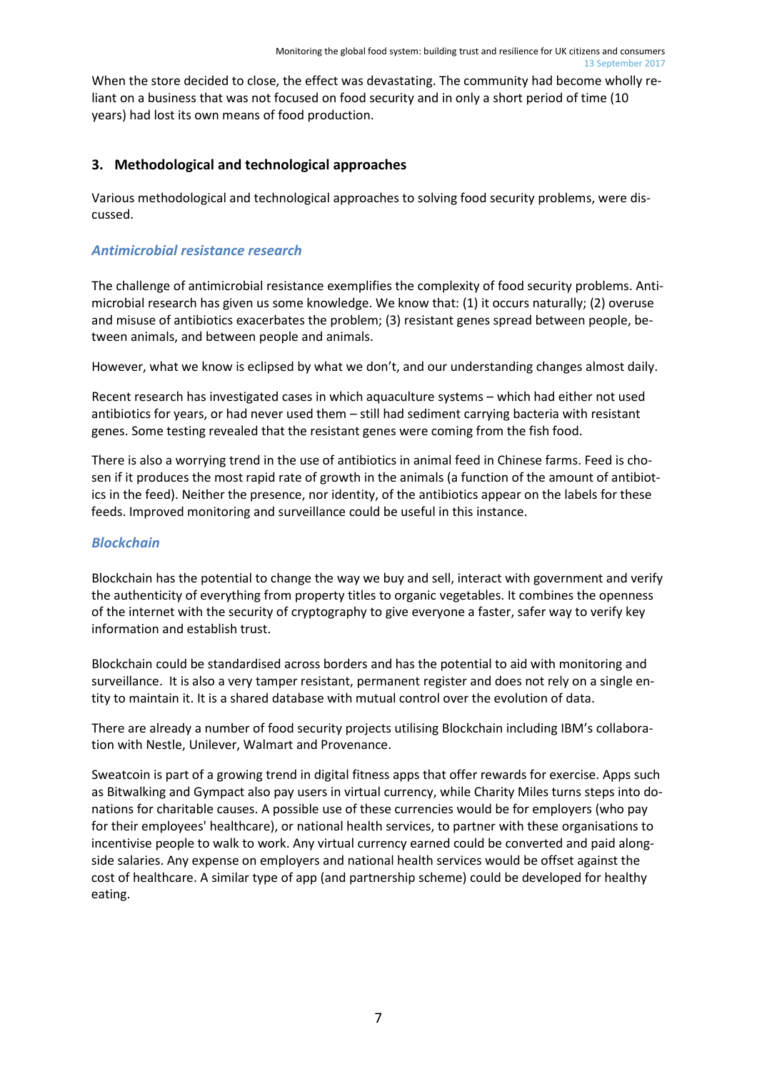When the store decided to close, the effect was devastating. The community had become wholly reliant on a business that was not focused on food security and in only a short period of time (10 years) had lost its own means of food production.

## 3. Methodological and technological approaches

Various methodological and technological approaches to solving food security problems, were discussed.

### *Antimicrobial resistance research*

The challenge of antimicrobial resistance exemplifies the complexity of food security problems. Antimicrobial research has given us some knowledge. We know that: (1) it occurs naturally; (2) overuse and misuse of antibiotics exacerbates the problem; (3) resistant genes spread between people, between animals, and between people and animals.

However, what we know is eclipsed by what we don't, and our understanding changes almost daily.

Recent research has investigated cases in which aquaculture systems – which had either not used antibiotics for years, or had never used them – still had sediment carrying bacteria with resistant genes. Some testing revealed that the resistant genes were coming from the fish food.

There is also a worrying trend in the use of antibiotics in animal feed in Chinese farms. Feed is chosen if it produces the most rapid rate of growth in the animals (a function of the amount of antibiotics in the feed). Neither the presence, nor identity, of the antibiotics appear on the labels for these feeds. Improved monitoring and surveillance could be useful in this instance.

### *Blockchain*

Blockchain has the potential to change the way we buy and sell, interact with government and verify the authenticity of everything from property titles to organic vegetables. It combines the openness of the internet with the security of cryptography to give everyone a faster, safer way to verify key information and establish trust.

Blockchain could be standardised across borders and has the potential to aid with monitoring and surveillance. It is also a very tamper resistant, permanent register and does not rely on a single entity to maintain it. It is a shared database with mutual control over the evolution of data.

There are already a number of food security projects utilising Blockchain including IBM's collaboration with Nestle, Unilever, Walmart and Provenance.

Sweatcoin is part of a growing trend in digital fitness apps that offer rewards for exercise. Apps such as Bitwalking and Gympact also pay users in virtual currency, while Charity Miles turns steps into donations for charitable causes. A possible use of these currencies would be for employers (who pay for their employees' healthcare), or national health services, to partner with these organisations to incentivise people to walk to work. Any virtual currency earned could be converted and paid alongside salaries. Any expense on employers and national health services would be offset against the cost of healthcare. A similar type of app (and partnership scheme) could be developed for healthy eating.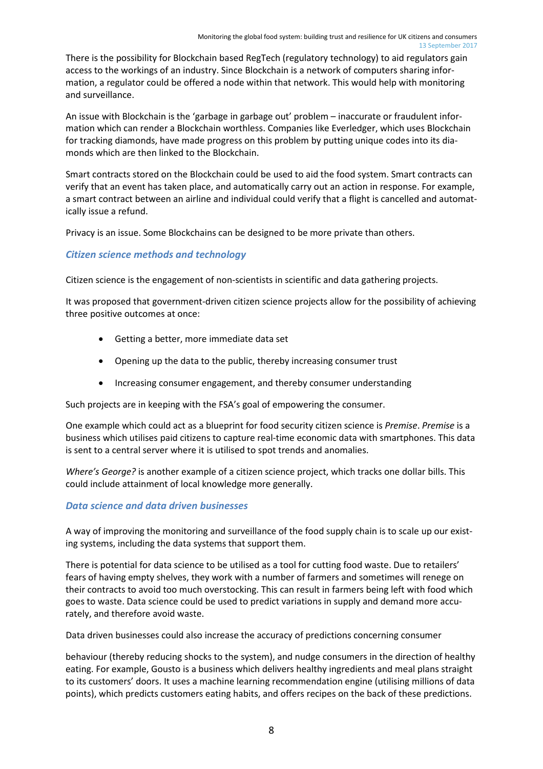There is the possibility for Blockchain based RegTech (regulatory technology) to aid regulators gain access to the workings of an industry. Since Blockchain is a network of computers sharing information, a regulator could be offered a node within that network. This would help with monitoring and surveillance.

An issue with Blockchain is the 'garbage in garbage out' problem – inaccurate or fraudulent information which can render a Blockchain worthless. Companies like Everledger, which uses Blockchain for tracking diamonds, have made progress on this problem by putting unique codes into its diamonds which are then linked to the Blockchain.

Smart contracts stored on the Blockchain could be used to aid the food system. Smart contracts can verify that an event has taken place, and automatically carry out an action in response. For example, a smart contract between an airline and individual could verify that a flight is cancelled and automatically issue a refund.

Privacy is an issue. Some Blockchains can be designed to be more private than others.

### *Citizen science methods and technology*

Citizen science is the engagement of non-scientists in scientific and data gathering projects.

It was proposed that government-driven citizen science projects allow for the possibility of achieving three positive outcomes at once:

- Getting a better, more immediate data set
- Opening up the data to the public, thereby increasing consumer trust
- Increasing consumer engagement, and thereby consumer understanding

Such projects are in keeping with the FSA's goal of empowering the consumer.

One example which could act as a blueprint for food security citizen science is *Premise*. *Premise* is a business which utilises paid citizens to capture real-time economic data with smartphones. This data is sent to a central server where it is utilised to spot trends and anomalies.

*Where's George?* is another example of a citizen science project, which tracks one dollar bills. This could include attainment of local knowledge more generally.

### *Data science and data driven businesses*

A way of improving the monitoring and surveillance of the food supply chain is to scale up our existing systems, including the data systems that support them.

There is potential for data science to be utilised as a tool for cutting food waste. Due to retailers' fears of having empty shelves, they work with a number of farmers and sometimes will renege on their contracts to avoid too much overstocking. This can result in farmers being left with food which goes to waste. Data science could be used to predict variations in supply and demand more accurately, and therefore avoid waste.

Data driven businesses could also increase the accuracy of predictions concerning consumer behaviour (thereby reducing shocks to the system), and nudge consumers in the direction of healthy eating. For example, Gousto is a business which delivers healthy ingredients and meal plans straight to its customers' doors. It uses a machine learning recommendation engine (utilising millions of data points), which predicts customers eating habits, and offers recipes on the back of these predictions.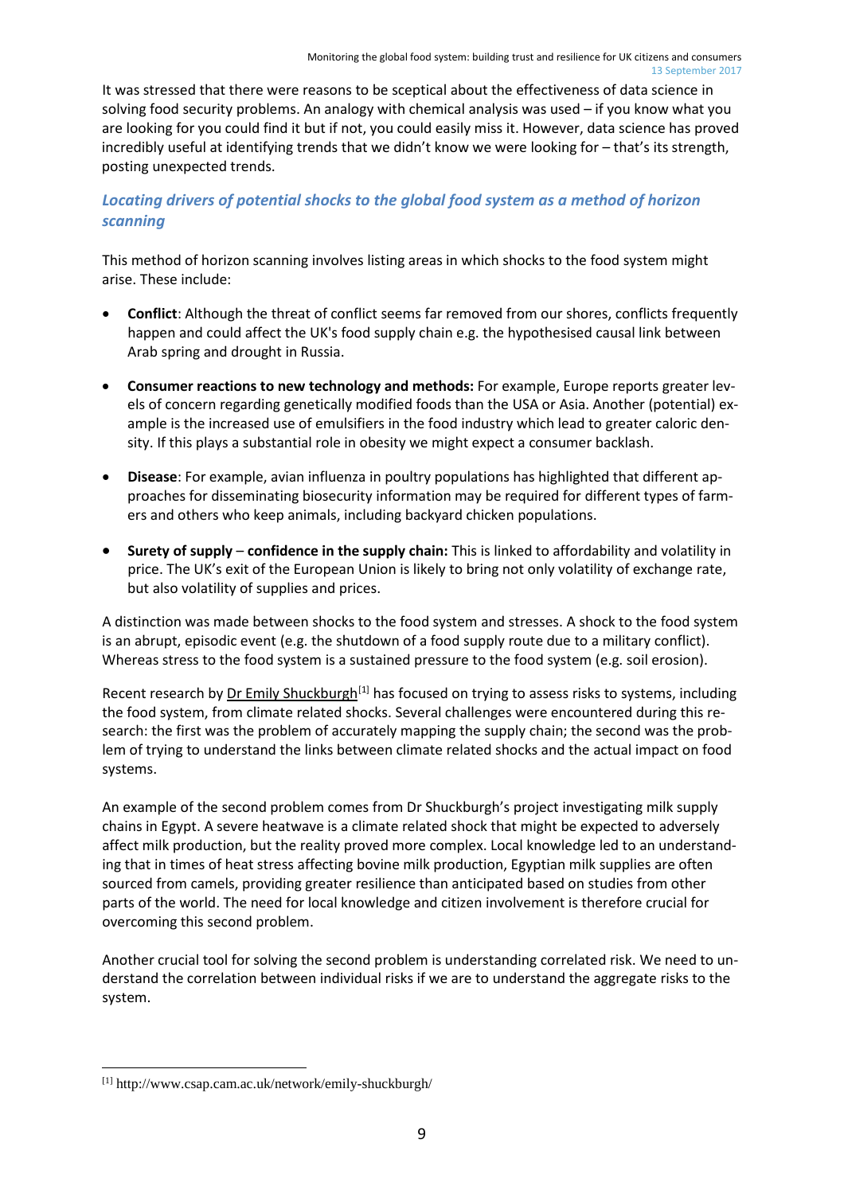It was stressed that there were reasons to be sceptical about the effectiveness of data science in solving food security problems. An analogy with chemical analysis was used – if you know what you are looking for you could find it but if not, you could easily miss it. However, data science has proved incredibly useful at identifying trends that we didn't know we were looking for – that's its strength, posting unexpected trends.

### *Locating drivers of potential shocks to the global food system as a method of horizon scanning*

This method of horizon scanning involves listing areas in which shocks to the food system might arise. These include:

- **Conflict**: Although the threat of conflict seems far removed from our shores, conflicts frequently happen and could affect the UK's food supply chain e.g. the hypothesised causal link between Arab spring and drought in Russia.
- **Consumer reactions to new technology and methods:** For example, Europe reports greater levels of concern regarding genetically modified foods than the USA or Asia. Another (potential) example is the increased use of emulsifiers in the food industry which lead to greater caloric density. If this plays a substantial role in obesity we might expect a consumer backlash.
- **Disease**: For example, avian influenza in poultry populations has highlighted that different approaches for disseminating biosecurity information may be required for different types of farmers and others who keep animals, including backyard chicken populations.
- **Surety of supply** – **confidence in the supply chain:** This is linked to affordability and volatility in price. The UK's exit of the European Union is likely to bring not only volatility of exchange rate, but also volatility of supplies and prices.

A distinction was made between shocks to the food system and stresses. A shock to the food system is an abrupt, episodic event (e.g. the shutdown of a food supply route due to a military conflict). Whereas stress to the food system is a sustained pressure to the food system (e.g. soil erosion).

Recent research by Dr Emily Shuckburgh[1] has focused on trying to assess risks to systems, including the food system, from climate related shocks. Several challenges were encountered during this research: the first was the problem of accurately mapping the supply chain; the second was the problem of trying to understand the links between climate related shocks and the actual impact on food systems.

An example of the second problem comes from Dr Shuckburgh's project investigating milk supply chains in Egypt. A severe heatwave is a climate related shock that might be expected to adversely affect milk production, but the reality proved more complex. Local knowledge led to an understanding that in times of heat stress affecting bovine milk production, Egyptian milk supplies are often sourced from camels, providing greater resilience than anticipated based on studies from other parts of the world. The need for local knowledge and citizen involvement is therefore crucial for overcoming this second problem.

Another crucial tool for solving the second problem is understanding correlated risk. We need to understand the correlation between individual risks if we are to understand the aggregate risks to the system.

---

[1] http://www.csap.cam.ac.uk/network/emily-shuckburgh/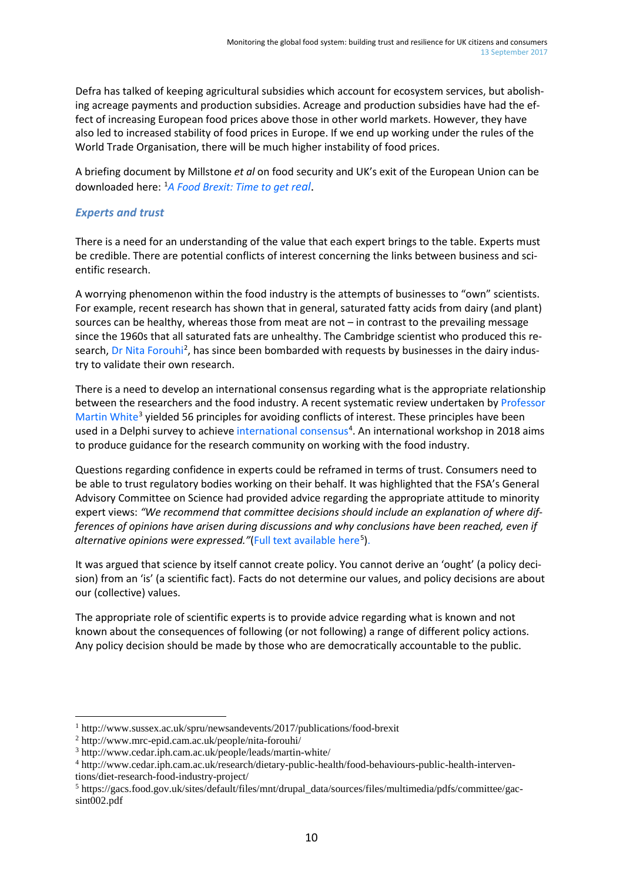Defra has talked of keeping agricultural subsidies which account for ecosystem services, but abolishing acreage payments and production subsidies. Acreage and production subsidies have had the effect of increasing European food prices above those in other world markets. However, they have also led to increased stability of food prices in Europe. If we end up working under the rules of the World Trade Organisation, there will be much higher instability of food prices.

A briefing document by Millstone *et al* on food security and UK's exit of the European Union can be downloaded here: [1]*A Food Brexit: Time to get real*.

### *Experts and trust*

There is a need for an understanding of the value that each expert brings to the table. Experts must be credible. There are potential conflicts of interest concerning the links between business and scientific research.

A worrying phenomenon within the food industry is the attempts of businesses to "own" scientists. For example, recent research has shown that in general, saturated fatty acids from dairy (and plant) sources can be healthy, whereas those from meat are not – in contrast to the prevailing message since the 1960s that all saturated fats are unhealthy. The Cambridge scientist who produced this research, Dr Nita Forouhi[2], has since been bombarded with requests by businesses in the dairy industry to validate their own research.

There is a need to develop an international consensus regarding what is the appropriate relationship between the researchers and the food industry. A recent systematic review undertaken by Professor Martin White[3] yielded 56 principles for avoiding conflicts of interest. These principles have been used in a Delphi survey to achieve international consensus[4]. An international workshop in 2018 aims to produce guidance for the research community on working with the food industry.

Questions regarding confidence in experts could be reframed in terms of trust. Consumers need to be able to trust regulatory bodies working on their behalf. It was highlighted that the FSA's General Advisory Committee on Science had provided advice regarding the appropriate attitude to minority expert views: *"We recommend that committee decisions should include an explanation of where differences of opinions have arisen during discussions and why conclusions have been reached, even if alternative opinions were expressed."*(Full text available here[5]).

It was argued that science by itself cannot create policy. You cannot derive an 'ought' (a policy decision) from an 'is' (a scientific fact). Facts do not determine our values, and policy decisions are about our (collective) values.

The appropriate role of scientific experts is to provide advice regarding what is known and not known about the consequences of following (or not following) a range of different policy actions. Any policy decision should be made by those who are democratically accountable to the public.

---

[1] http://www.sussex.ac.uk/spru/newsandevents/2017/publications/food-brexit

[2] http://www.mrc-epid.cam.ac.uk/people/nita-forouhi/

[3] http://www.cedar.iph.cam.ac.uk/people/leads/martin-white/

[4] http://www.cedar.iph.cam.ac.uk/research/dietary-public-health/food-behaviours-public-health-interventions/diet-research-food-industry-project/

[5] https://gacs.food.gov.uk/sites/default/files/mnt/drupal_data/sources/files/multimedia/pdfs/committee/gacsint002.pdf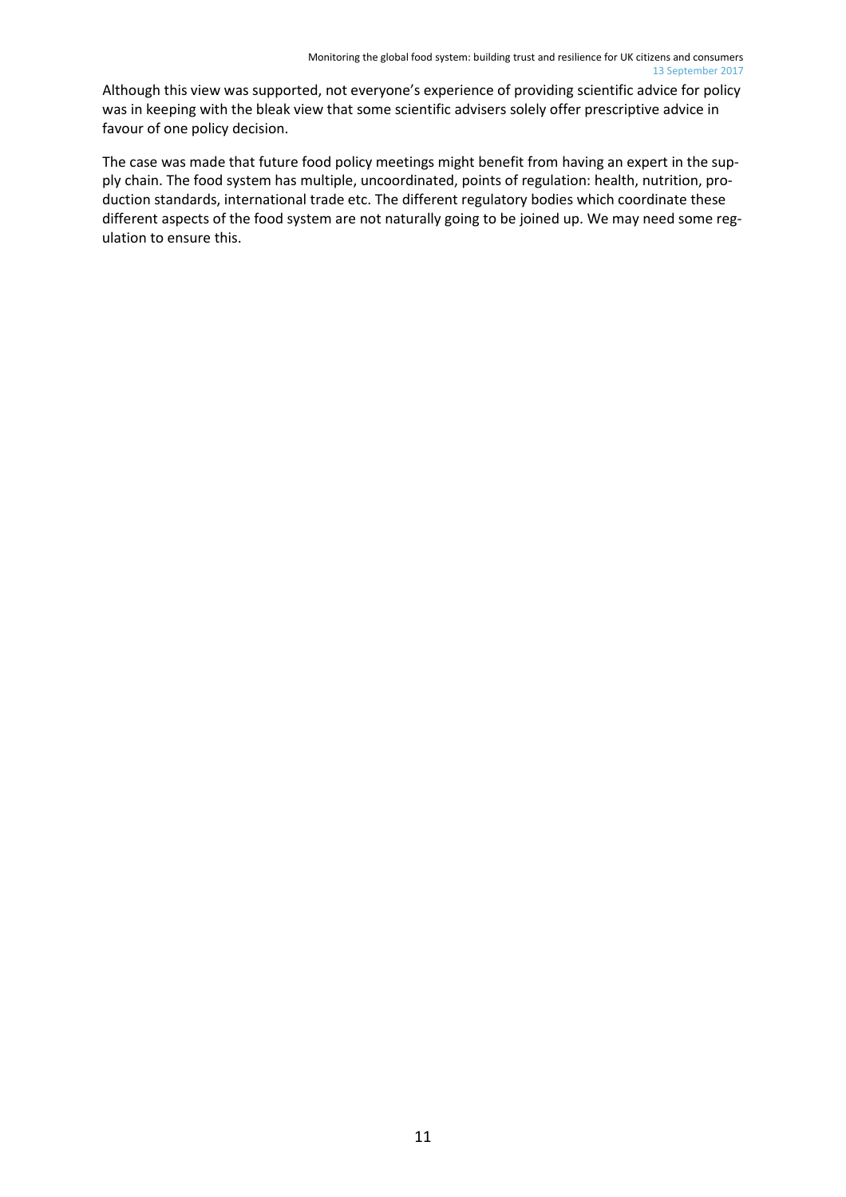Although this view was supported, not everyone's experience of providing scientific advice for policy was in keeping with the bleak view that some scientific advisers solely offer prescriptive advice in favour of one policy decision.

The case was made that future food policy meetings might benefit from having an expert in the supply chain. The food system has multiple, uncoordinated, points of regulation: health, nutrition, production standards, international trade etc. The different regulatory bodies which coordinate these different aspects of the food system are not naturally going to be joined up. We may need some regulation to ensure this.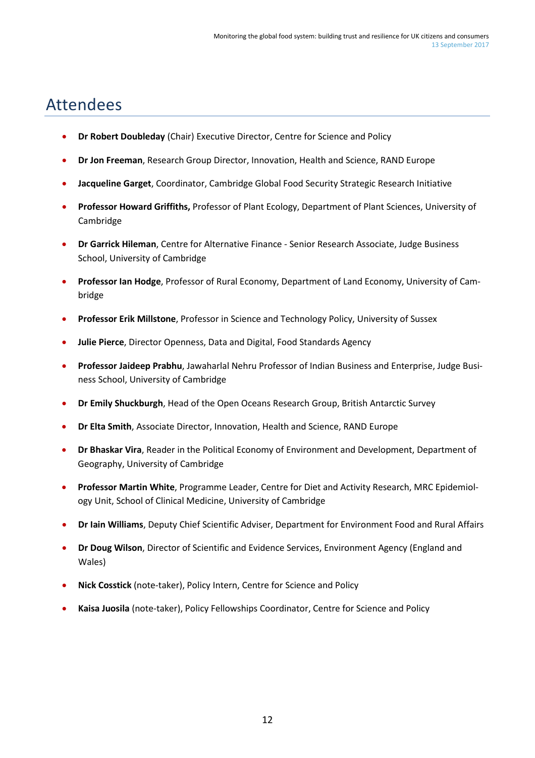# Attendees

- **Dr Robert Doubleday** (Chair) Executive Director, Centre for Science and Policy
- **Dr Jon Freeman**, Research Group Director, Innovation, Health and Science, RAND Europe
- **Jacqueline Garget**, Coordinator, Cambridge Global Food Security Strategic Research Initiative
- **Professor Howard Griffiths,** Professor of Plant Ecology, Department of Plant Sciences, University of Cambridge
- **Dr Garrick Hileman**, Centre for Alternative Finance - Senior Research Associate, Judge Business School, University of Cambridge
- **Professor Ian Hodge**, Professor of Rural Economy, Department of Land Economy, University of Cambridge
- **Professor Erik Millstone**, Professor in Science and Technology Policy, University of Sussex
- **Julie Pierce**, Director Openness, Data and Digital, Food Standards Agency
- **Professor Jaideep Prabhu**, Jawaharlal Nehru Professor of Indian Business and Enterprise, Judge Business School, University of Cambridge
- **Dr Emily Shuckburgh**, Head of the Open Oceans Research Group, British Antarctic Survey
- **Dr Elta Smith**, Associate Director, Innovation, Health and Science, RAND Europe
- **Dr Bhaskar Vira**, Reader in the Political Economy of Environment and Development, Department of Geography, University of Cambridge
- **Professor Martin White**, Programme Leader, Centre for Diet and Activity Research, MRC Epidemiology Unit, School of Clinical Medicine, University of Cambridge
- **Dr Iain Williams**, Deputy Chief Scientific Adviser, Department for Environment Food and Rural Affairs
- **Dr Doug Wilson**, Director of Scientific and Evidence Services, Environment Agency (England and Wales)
- **Nick Cosstick** (note-taker), Policy Intern, Centre for Science and Policy
- **Kaisa Juosila** (note-taker), Policy Fellowships Coordinator, Centre for Science and Policy